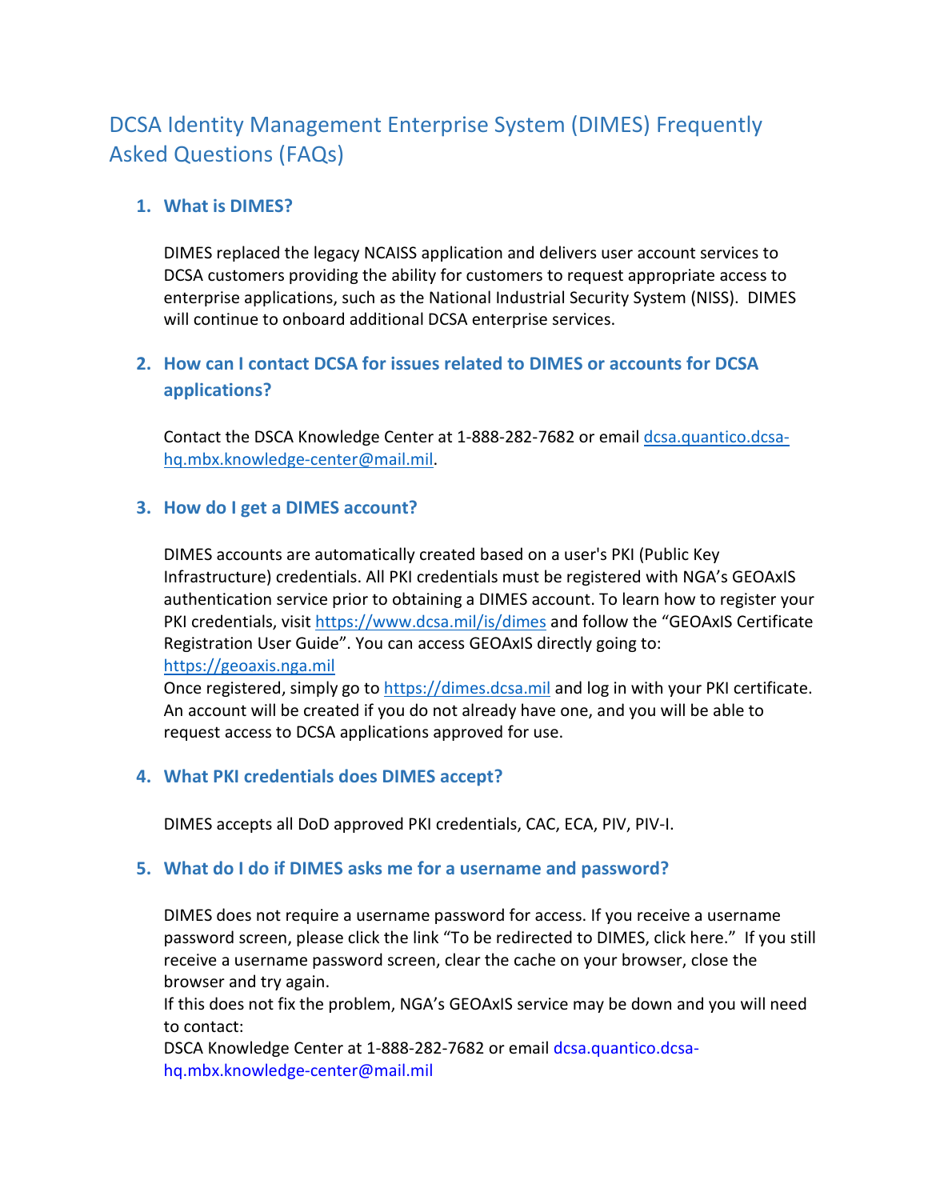# DCSA Identity Management Enterprise System (DIMES) Frequently Asked Questions (FAQs)

## 1. What is DIMES?

DIMES replaced the legacy NCAISS application and delivers user account services to DCSA customers providing the ability for customers to request appropriate access to enterprise applications, such as the National Industrial Security System (NISS). DIMES will continue to onboard additional DCSA enterprise services.

## 2. How can I contact DCSA for issues related to DIMES or accounts for DCSA applications?

Contact the DSCA Knowledge Center at 1-888-282-7682 or email [dcsa.quantico.dcsa-hq.mbx.knowledge-center@mail.mil](mailto:dcsa.quantico.dcsa-hq.mbx.knowledge-center@mail.mil).

## 3. How do I get a DIMES account?

DIMES accounts are automatically created based on a user's PKI (Public Key Infrastructure) credentials. All PKI credentials must be registered with NGA's GEOAxIS authentication service prior to obtaining a DIMES account. To learn how to register your PKI credentials, visit [https://www.dcsa.mil/is/dimes](https://www.dcsa.mil/is/dimes) and follow the "GEOAxIS Certificate Registration User Guide". You can access GEOAxIS directly going to: [https://geoaxis.nga.mil](https://geoaxis.nga.mil)

Once registered, simply go to [https://dimes.dcsa.mil](https://dimes.dcsa.mil) and log in with your PKI certificate. An account will be created if you do not already have one, and you will be able to request access to DCSA applications approved for use.

## 4. What PKI credentials does DIMES accept?

DIMES accepts all DoD approved PKI credentials, CAC, ECA, PIV, PIV-I.

## 5. What do I do if DIMES asks me for a username and password?

DIMES does not require a username password for access. If you receive a username password screen, please click the link "To be redirected to DIMES, click here." If you still receive a username password screen, clear the cache on your browser, close the browser and try again.

If this does not fix the problem, NGA's GEOAxIS service may be down and you will need to contact:

DSCA Knowledge Center at 1-888-282-7682 or email dcsa.quantico.dcsa-hq.mbx.knowledge-center@mail.mil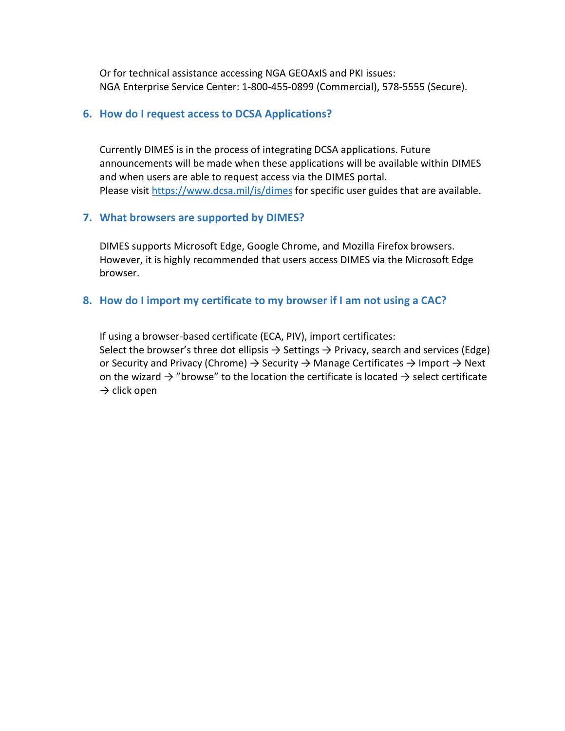Or for technical assistance accessing NGA GEOAxIS and PKI issues:
NGA Enterprise Service Center: 1-800-455-0899 (Commercial), 578-5555 (Secure).

## 6. How do I request access to DCSA Applications?

Currently DIMES is in the process of integrating DCSA applications. Future announcements will be made when these applications will be available within DIMES and when users are able to request access via the DIMES portal.
Please visit [https://www.dcsa.mil/is/dimes](https://www.dcsa.mil/is/dimes) for specific user guides that are available.

## 7. What browsers are supported by DIMES?

DIMES supports Microsoft Edge, Google Chrome, and Mozilla Firefox browsers. However, it is highly recommended that users access DIMES via the Microsoft Edge browser.

## 8. How do I import my certificate to my browser if I am not using a CAC?

If using a browser-based certificate (ECA, PIV), import certificates:
Select the browser's three dot ellipsis → Settings → Privacy, search and services (Edge) or Security and Privacy (Chrome) → Security → Manage Certificates → Import → Next on the wizard → "browse" to the location the certificate is located → select certificate → click open